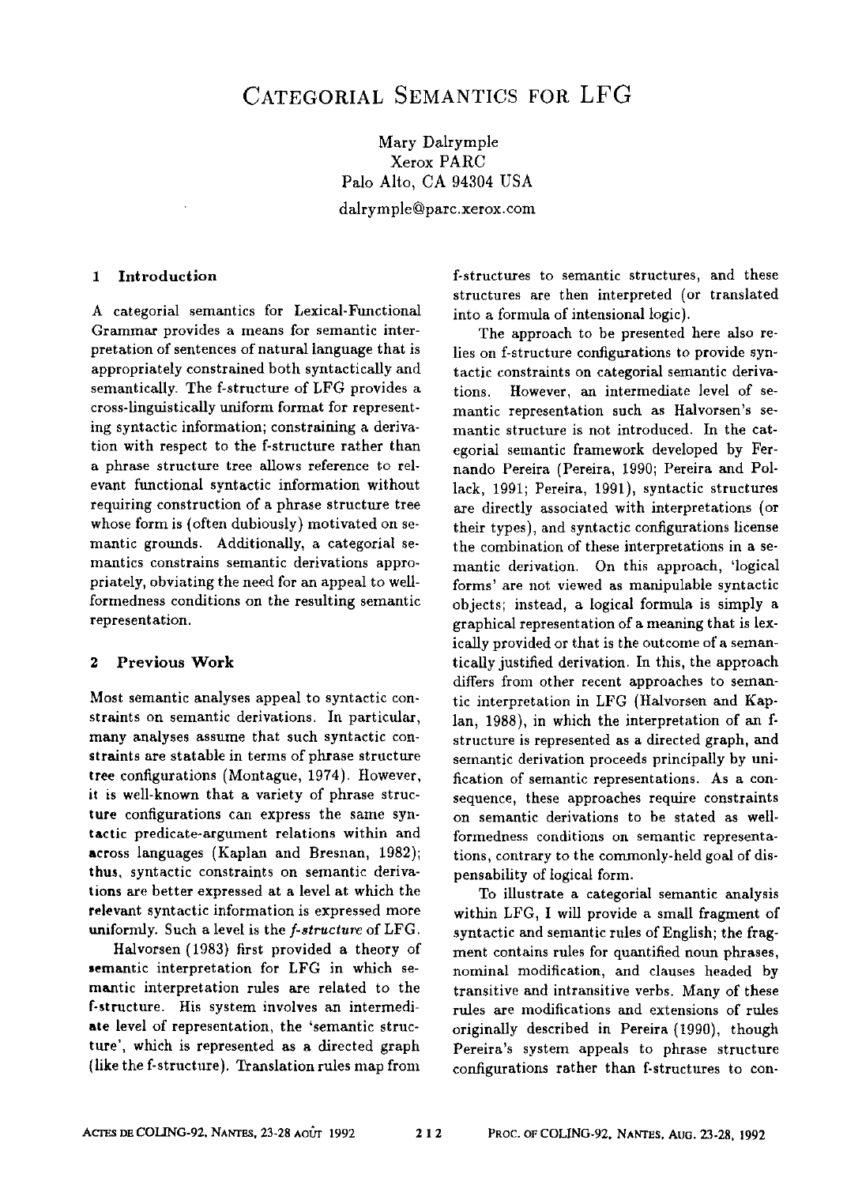# CATEGORIAL SEMANTICS FOR LFG

Mary Dalrymple
Xerox PARC
Palo Alto, CA 94304 USA
dalrymple@parc.xerox.com

## 1 Introduction

A categorial semantics for Lexical-Functional Grammar provides a means for semantic interpretation of sentences of natural language that is appropriately constrained both syntactically and semantically. The f-structure of LFG provides a cross-linguistically uniform format for representing syntactic information; constraining a derivation with respect to the f-structure rather than a phrase structure tree allows reference to relevant functional syntactic information without requiring construction of a phrase structure tree whose form is (often dubiously) motivated on semantic grounds. Additionally, a categorial semantics constrains semantic derivations appropriately, obviating the need for an appeal to well-formedness conditions on the resulting semantic representation.

## 2 Previous Work

Most semantic analyses appeal to syntactic constraints on semantic derivations. In particular, many analyses assume that such syntactic constraints are statable in terms of phrase structure tree configurations (Montague, 1974). However, it is well-known that a variety of phrase structure configurations can express the same syntactic predicate-argument relations within and across languages (Kaplan and Bresnan, 1982); thus, syntactic constraints on semantic derivations are better expressed at a level at which the relevant syntactic information is expressed more uniformly. Such a level is the *f-structure* of LFG.

Halvorsen (1983) first provided a theory of semantic interpretation for LFG in which semantic interpretation rules are related to the f-structure. His system involves an intermediate level of representation, the 'semantic structure', which is represented as a directed graph (like the f-structure). Translation rules map from f-structures to semantic structures, and these structures are then interpreted (or translated into a formula of intensional logic).

The approach to be presented here also relies on f-structure configurations to provide syntactic constraints on categorial semantic derivations. However, an intermediate level of semantic representation such as Halvorsen's semantic structure is not introduced. In the categorial semantic framework developed by Fernando Pereira (Pereira, 1990; Pereira and Pollack, 1991; Pereira, 1991), syntactic structures are directly associated with interpretations (or their types), and syntactic configurations license the combination of these interpretations in a semantic derivation. On this approach, 'logical forms' are not viewed as manipulable syntactic objects; instead, a logical formula is simply a graphical representation of a meaning that is lexically provided or that is the outcome of a semantically justified derivation. In this, the approach differs from other recent approaches to semantic interpretation in LFG (Halvorsen and Kaplan, 1988), in which the interpretation of an f-structure is represented as a directed graph, and semantic derivation proceeds principally by unification of semantic representations. As a consequence, these approaches require constraints on semantic derivations to be stated as well-formedness conditions on semantic representations, contrary to the commonly-held goal of dispensability of logical form.

To illustrate a categorial semantic analysis within LFG, I will provide a small fragment of syntactic and semantic rules of English; the fragment contains rules for quantified noun phrases, nominal modification, and clauses headed by transitive and intransitive verbs. Many of these rules are modifications and extensions of rules originally described in Pereira (1990), though Pereira's system appeals to phrase structure configurations rather than f-structures to con-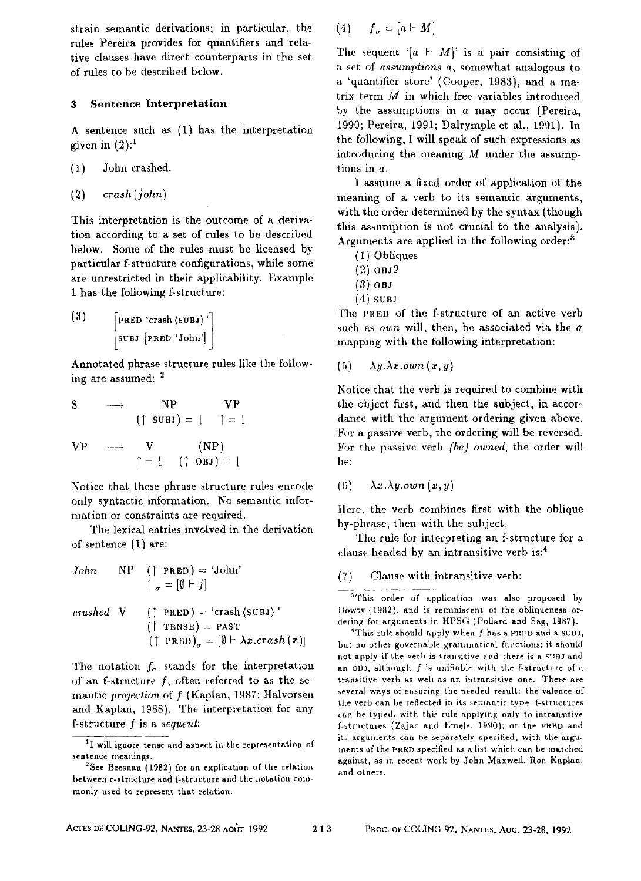strain semantic derivations; in particular, the rules Pereira provides for quantifiers and relative clauses have direct counterparts in the set of rules to be described below.

## 3 Sentence Interpretation

A sentence such as (1) has the interpretation given in (2):[1]

(1) John crashed.

(2) $crash(john)$

This interpretation is the outcome of a derivation according to a set of rules to be described below. Some of the rules must be licensed by particular f-structure configurations, while some are unrestricted in their applicability. Example 1 has the following f-structure:

(3) $\begin{bmatrix} \text{PRED 'crash}\langle\text{SUBJ}\rangle\text{'} \\ \text{SUBJ } [\text{PRED 'John'}] \end{bmatrix}$

Annotated phrase structure rules like the following are assumed: [2]

$$
\begin{array}{llll}
\text{S} & \longrightarrow & \text{NP} & \text{VP} \\
 & & (\uparrow \text{SUBJ}) = \downarrow & \uparrow = \downarrow \\
\text{VP} & \longrightarrow & \text{V} & (\text{NP}) \\
 & & \uparrow = \downarrow & (\uparrow \text{OBJ}) = \downarrow
\end{array}
$$

Notice that these phrase structure rules encode only syntactic information. No semantic information or constraints are required.

The lexical entries involved in the derivation of sentence (1) are:

*John* NP $(\uparrow \text{PRED}) = \text{'John'}$
$\uparrow_\sigma = [\emptyset \vdash j]$

*crashed* V $(\uparrow \text{PRED}) = \text{'crash}\langle\text{SUBJ}\rangle\text{'}$
$(\uparrow \text{TENSE}) = \text{PAST}$
$(\uparrow \text{PRED})_\sigma = [\emptyset \vdash \lambda x.crash(x)]$

The notation $f_\sigma$ stands for the interpretation of an f-structure $f$, often referred to as the semantic *projection* of $f$ (Kaplan, 1987; Halvorsen and Kaplan, 1988). The interpretation for any f-structure $f$ is a *sequent*:

(4) $f_\sigma = [a \vdash M]$

The sequent '$[a \vdash M]$' is a pair consisting of a set of *assumptions* $a$, somewhat analogous to a 'quantifier store' (Cooper, 1983), and a matrix term $M$ in which free variables introduced by the assumptions in $a$ may occur (Pereira, 1990; Pereira, 1991; Dalrymple et al., 1991). In the following, I will speak of such expressions as introducing the meaning $M$ under the assumptions in $a$.

I assume a fixed order of application of the meaning of a verb to its semantic arguments, with the order determined by the syntax (though this assumption is not crucial to the analysis). Arguments are applied in the following order:[3]

(1) Obliques
(2) OBJ2
(3) OBJ
(4) SUBJ

The PRED of the f-structure of an active verb such as *own* will, then, be associated via the $\sigma$ mapping with the following interpretation:

(5) $\lambda y.\lambda x.own(x, y)$

Notice that the verb is required to combine with the object first, and then the subject, in accordance with the argument ordering given above. For a passive verb, the ordering will be reversed. For the passive verb *(be) owned*, the order will be:

(6) $\lambda x.\lambda y.own(x, y)$

Here, the verb combines first with the oblique by-phrase, then with the subject.

The rule for interpreting an f-structure for a clause headed by an intransitive verb is:[4]

(7) Clause with intransitive verb:

[1] I will ignore tense and aspect in the representation of sentence meanings.

[2] See Bresnan (1982) for an explication of the relation between c-structure and f-structure and the notation commonly used to represent that relation.

[3] This order of application was also proposed by Dowty (1982), and is reminiscent of the obliqueness ordering for arguments in HPSG (Pollard and Sag, 1987).

[4] This rule should apply when $f$ has a PRED and a SUBJ, but no other governable grammatical functions; it should not apply if the verb is transitive and there is a SUBJ and an OBJ, although $f$ is unifiable with the f-structure of a transitive verb as well as an intransitive one. There are several ways of ensuring the needed result: the valence of the verb can be reflected in its semantic type; f-structures can be typed, with this rule applying only to intransitive f-structures (Zajac and Emele, 1990); or the PRED and its arguments can be separately specified, with the arguments of the PRED specified as a list which can be matched against, as in recent work by John Maxwell, Ron Kaplan, and others.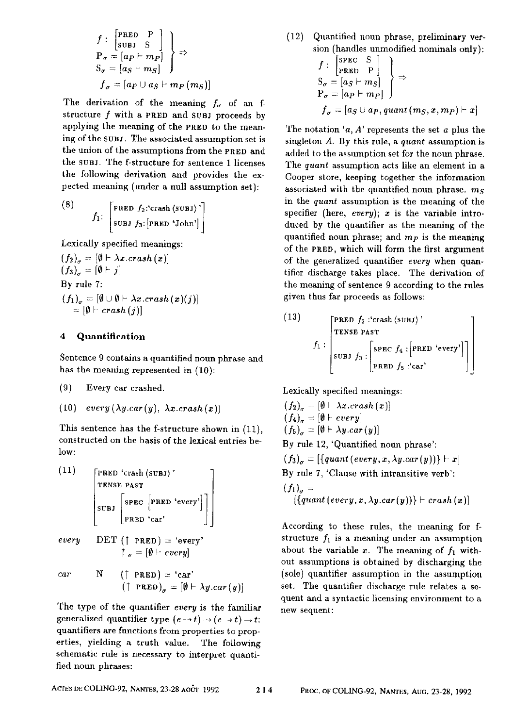$$
\left.\begin{array}{l}
f : \begin{bmatrix} \text{PRED} & \text{P} \\ \text{SUBJ} & \text{S} \end{bmatrix} \\
\text{P}_\sigma = [a_P \vdash m_P] \\
\text{S}_\sigma = [a_S \vdash m_S]
\end{array}\right\} \Rightarrow
$$

$$
f_\sigma = [a_P \cup a_S \vdash m_P\,(m_S)]
$$

The derivation of the meaning $f_\sigma$ of an f-structure $f$ with a PRED and SUBJ proceeds by applying the meaning of the PRED to the meaning of the SUBJ. The associated assumption set is the union of the assumptions from the PRED and the SUBJ. The f-structure for sentence 1 licenses the following derivation and provides the expected meaning (under a null assumption set):

(8)
$$
f_1 : \begin{bmatrix} \text{PRED} & f_2\text{:'crash}\,\langle\text{SUBJ}\rangle\text{'} \\ \text{SUBJ} & f_3\text{:}[\text{PRED 'John'}] \end{bmatrix}
$$

Lexically specified meanings:

$(f_2)_\sigma = [\emptyset \vdash \lambda x.crash\,(x)]$

$(f_3)_\sigma = [\emptyset \vdash j]$

By rule 7:

$(f_1)_\sigma = [\emptyset \cup \emptyset \vdash \lambda x.crash\,(x)(j)]$

$\quad = [\emptyset \vdash crash\,(j)]$

## 4 Quantification

Sentence 9 contains a quantified noun phrase and has the meaning represented in (10):

(9) Every car crashed.

(10) $every\,(\lambda y.car\,(y),\ \lambda x.crash\,(x))$

This sentence has the f-structure shown in (11), constructed on the basis of the lexical entries below:

(11)
$$
\begin{bmatrix} \text{PRED} & \text{'crash}\,\langle\text{SUBJ}\rangle\text{'} \\ \text{TENSE} & \text{PAST} \\ \text{SUBJ} & \begin{bmatrix} \text{SPEC} & [\text{PRED 'every'}] \\ \text{PRED} & \text{'car'} \end{bmatrix} \end{bmatrix}
$$

*every* DET $(\uparrow \text{PRED}) = \text{'every'}$
$\quad \uparrow_\sigma = [\emptyset \vdash every]$

*car* N $(\uparrow \text{PRED}) = \text{'car'}$
$\quad (\uparrow \text{PRED})_\sigma = [\emptyset \vdash \lambda y.car\,(y)]$

The type of the quantifier *every* is the familiar generalized quantifier type $(e \rightarrow t) \rightarrow (e \rightarrow t) \rightarrow t$: quantifiers are functions from properties to properties, yielding a truth value. The following schematic rule is necessary to interpret quantified noun phrases:

(12) Quantified noun phrase, preliminary version (handles unmodified nominals only):

$$
\left.\begin{array}{l}
f : \begin{bmatrix} \text{SPEC} & \text{S} \\ \text{PRED} & \text{P} \end{bmatrix} \\
\text{S}_\sigma = [a_S \vdash m_S] \\
\text{P}_\sigma = [a_P \vdash m_P]
\end{array}\right\} \Rightarrow
$$

$$
f_\sigma = [a_S \cup a_P, quant\,(m_S, x, m_P) \vdash x]
$$

The notation '$a, A$' represents the set $a$ plus the singleton $A$. By this rule, a *quant* assumption is added to the assumption set for the noun phrase. The *quant* assumption acts like an element in a Cooper store, keeping together the information associated with the quantified noun phrase. $m_S$ in the *quant* assumption is the meaning of the specifier (here, *every*); $x$ is the variable introduced by the quantifier as the meaning of the quantified noun phrase; and $m_P$ is the meaning of the PRED, which will form the first argument of the generalized quantifier *every* when quantifier discharge takes place. The derivation of the meaning of sentence 9 according to the rules given thus far proceeds as follows:

(13)
$$
f_1 : \begin{bmatrix} \text{PRED} & f_2\text{ :'crash}\,\langle\text{SUBJ}\rangle\text{'} \\ \text{TENSE} & \text{PAST} \\ \text{SUBJ} & f_3 : \begin{bmatrix} \text{SPEC} & f_4 : [\text{PRED 'every'}] \\ \text{PRED} & f_5\text{ :'car'} \end{bmatrix} \end{bmatrix}
$$

Lexically specified meanings:

$(f_2)_\sigma = [\emptyset \vdash \lambda x.crash\,(x)]$

$(f_4)_\sigma = [\emptyset \vdash every]$

$(f_5)_\sigma = [\emptyset \vdash \lambda y.car\,(y)]$

By rule 12, 'Quantified noun phrase':

$(f_3)_\sigma = [\{quant\,(every, x, \lambda y.car\,(y))\} \vdash x]$

By rule 7, 'Clause with intransitive verb':

$(f_1)_\sigma =$
$\quad [\{quant\,(every, x, \lambda y.car\,(y))\} \vdash crash\,(x)]$

According to these rules, the meaning for f-structure $f_1$ is a meaning under an assumption about the variable $x$. The meaning of $f_1$ without assumptions is obtained by discharging the (sole) quantifier assumption in the assumption set. The quantifier discharge rule relates a sequent and a syntactic licensing environment to a new sequent: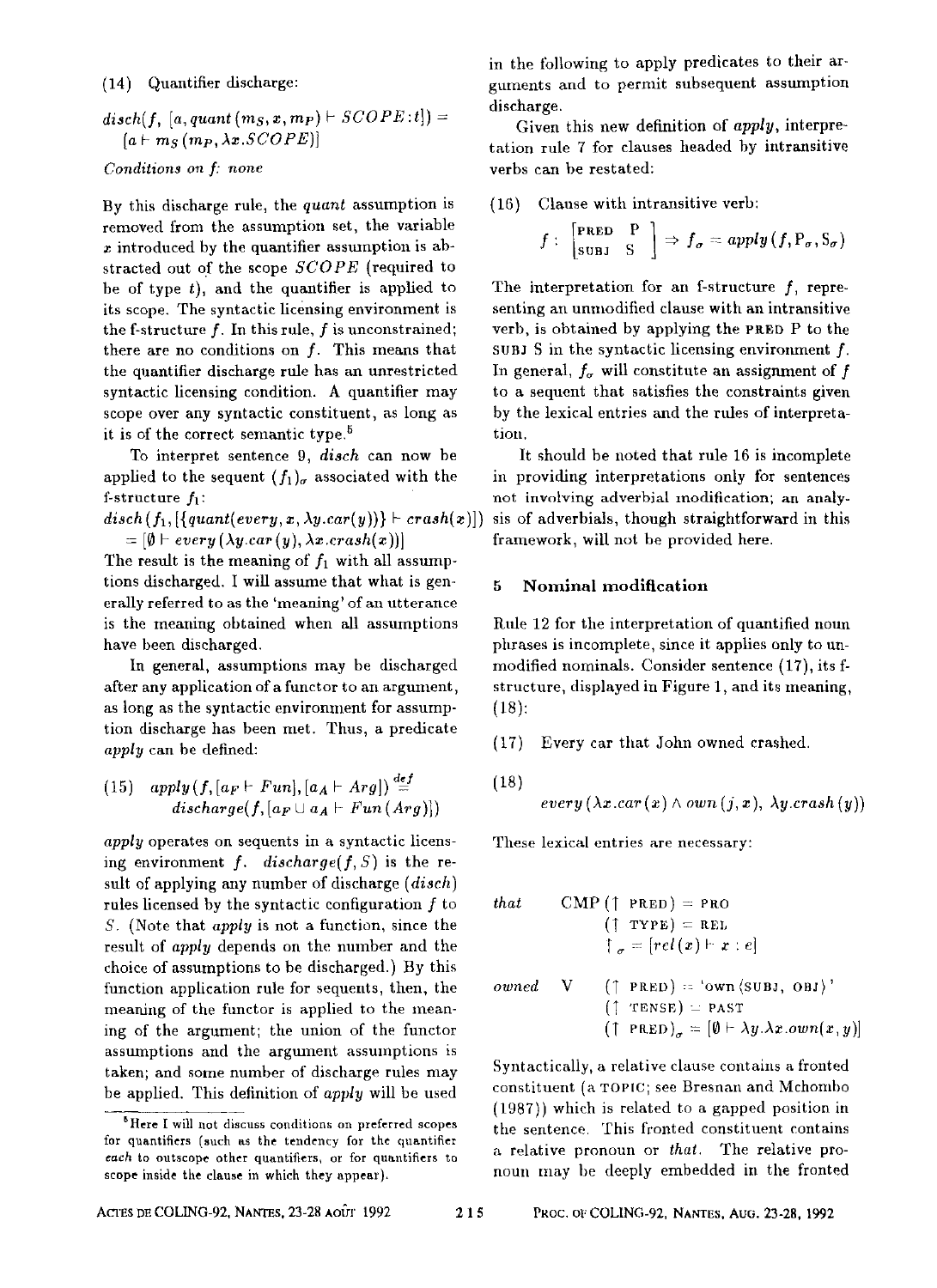(14) Quantifier discharge:

$$disch(f,\ [a, quant(m_S, x, m_P) \vdash SCOPE\!:\!t]) = [a \vdash m_S(m_P, \lambda x.SCOPE)]$$

*Conditions on f: none*

By this discharge rule, the *quant* assumption is removed from the assumption set, the variable $x$ introduced by the quantifier assumption is abstracted out of the scope $SCOPE$ (required to be of type $t$), and the quantifier is applied to its scope. The syntactic licensing environment is the f-structure $f$. In this rule, $f$ is unconstrained; there are no conditions on $f$. This means that the quantifier discharge rule has an unrestricted syntactic licensing condition. A quantifier may scope over any syntactic constituent, as long as it is of the correct semantic type.[5]

To interpret sentence 9, *disch* can now be applied to the sequent $(f_1)_\sigma$ associated with the f-structure $f_1$:

$$disch(f_1, [\{quant(every, x, \lambda y.car(y))\} \vdash crash(x)])$$
$$= [\emptyset \vdash every(\lambda y.car(y), \lambda x.crash(x))]$$

The result is the meaning of $f_1$ with all assumptions discharged. I will assume that what is generally referred to as the 'meaning' of an utterance is the meaning obtained when all assumptions have been discharged.

In general, assumptions may be discharged after any application of a functor to an argument, as long as the syntactic environment for assumption discharge has been met. Thus, a predicate *apply* can be defined:

(15) $$apply(f, [a_F \vdash Fun], [a_A \vdash Arg]) \stackrel{def}{=} discharge(f, [a_F \cup a_A \vdash Fun(Arg)])$$

*apply* operates on sequents in a syntactic licensing environment $f$. $discharge(f, S)$ is the result of applying any number of discharge (*disch*) rules licensed by the syntactic configuration $f$ to $S$. (Note that *apply* is not a function, since the result of *apply* depends on the number and the choice of assumptions to be discharged.) By this function application rule for sequents, then, the meaning of the functor is applied to the meaning of the argument; the union of the functor assumptions and the argument assumptions is taken; and some number of discharge rules may be applied. This definition of *apply* will be used in the following to apply predicates to their arguments and to permit subsequent assumption discharge.

[5] Here I will not discuss conditions on preferred scopes for quantifiers (such as the tendency for the quantifier *each* to outscope other quantifiers, or for quantifiers to scope inside the clause in which they appear).

Given this new definition of *apply*, interpretation rule 7 for clauses headed by intransitive verbs can be restated:

(16) Clause with intransitive verb:

$$f : \begin{bmatrix} \text{PRED} & \text{P} \\ \text{SUBJ} & \text{S} \end{bmatrix} \Rightarrow f_\sigma = apply(f, \text{P}_\sigma, \text{S}_\sigma)$$

The interpretation for an f-structure $f$, representing an unmodified clause with an intransitive verb, is obtained by applying the PRED P to the SUBJ S in the syntactic licensing environment $f$. In general, $f_\sigma$ will constitute an assignment of $f$ to a sequent that satisfies the constraints given by the lexical entries and the rules of interpretation.

It should be noted that rule 16 is incomplete in providing interpretations only for sentences not involving adverbial modification; an analysis of adverbials, though straightforward in this framework, will not be provided here.

## 5 Nominal modification

Rule 12 for the interpretation of quantified noun phrases is incomplete, since it applies only to unmodified nominals. Consider sentence (17), its f-structure, displayed in Figure 1, and its meaning, (18):

(17) Every car that John owned crashed.

(18)

$$every(\lambda x.car(x) \wedge own(j, x),\ \lambda y.crash(y))$$

These lexical entries are necessary:

*that* CMP ($\uparrow$ PRED) = PRO
($\uparrow$ TYPE) = REL
$\uparrow_\sigma = [rel(x) \vdash x : e]$

*owned* V ($\uparrow$ PRED) = 'own⟨SUBJ, OBJ⟩'
($\uparrow$ TENSE) = PAST
$(\uparrow \text{PRED})_\sigma = [\emptyset \vdash \lambda y.\lambda x.own(x, y)]$

Syntactically, a relative clause contains a fronted constituent (a TOPIC; see Bresnan and Mchombo (1987)) which is related to a gapped position in the sentence. This fronted constituent contains a relative pronoun or *that*. The relative pronoun may be deeply embedded in the fronted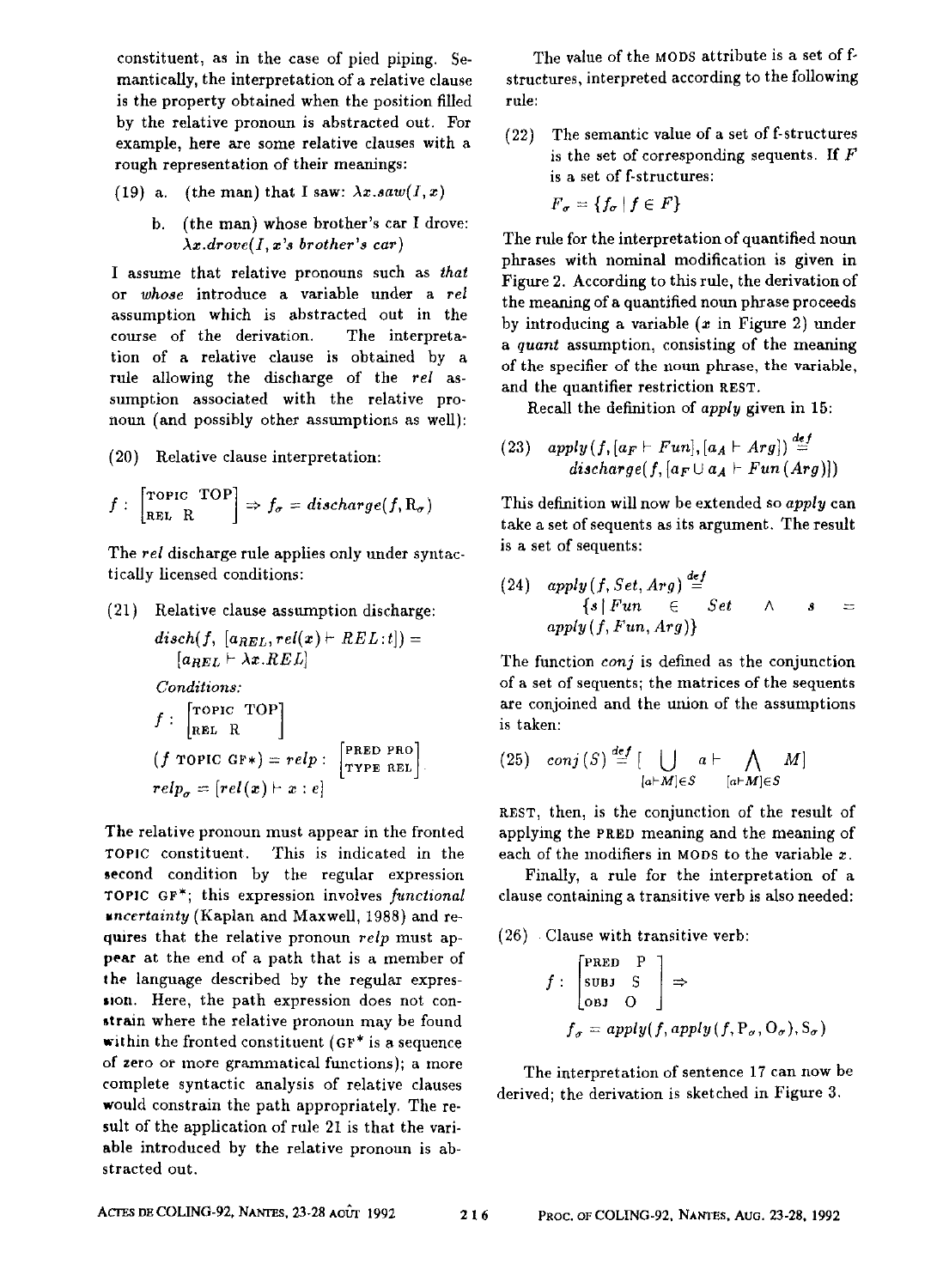constituent, as in the case of pied piping. Semantically, the interpretation of a relative clause is the property obtained when the position filled by the relative pronoun is abstracted out. For example, here are some relative clauses with a rough representation of their meanings:

(19) a. (the man) that I saw: $\lambda x.saw(I, x)$

b. (the man) whose brother's car I drove: $\lambda x.drove(I, x\text{'s } brother\text{'s } car)$

I assume that relative pronouns such as *that* or *whose* introduce a variable under a *rel* assumption which is abstracted out in the course of the derivation. The interpretation of a relative clause is obtained by a rule allowing the discharge of the *rel* assumption associated with the relative pronoun (and possibly other assumptions as well):

(20) Relative clause interpretation:

$$f : \begin{bmatrix} \text{TOPIC} & \text{TOP} \\ \text{REL} & \text{R} \end{bmatrix} \Rightarrow f_\sigma = discharge(f, \text{R}_\sigma)$$

The *rel* discharge rule applies only under syntactically licensed conditions:

(21) Relative clause assumption discharge:

$$disch(f, [a_{REL}, rel(x) \vdash REL{:}t]) = [a_{REL} \vdash \lambda x.REL]$$

*Conditions:*

$$f : \begin{bmatrix} \text{TOPIC} & \text{TOP} \\ \text{REL} & \text{R} \end{bmatrix}$$

$$(f \text{ TOPIC GF*}) = relp : \begin{bmatrix} \text{PRED} & \text{PRO} \\ \text{TYPE} & \text{REL} \end{bmatrix}$$

$$relp_\sigma = [rel(x) \vdash x : e]$$

The relative pronoun must appear in the fronted TOPIC constituent. This is indicated in the second condition by the regular expression TOPIC GF*; this expression involves *functional uncertainty* (Kaplan and Maxwell, 1988) and requires that the relative pronoun *relp* must appear at the end of a path that is a member of the language described by the regular expression. Here, the path expression does not constrain where the relative pronoun may be found within the fronted constituent (GF* is a sequence of zero or more grammatical functions); a more complete syntactic analysis of relative clauses would constrain the path appropriately. The result of the application of rule 21 is that the variable introduced by the relative pronoun is abstracted out.

The value of the MODS attribute is a set of f-structures, interpreted according to the following rule:

(22) The semantic value of a set of f-structures is the set of corresponding sequents. If $F$ is a set of f-structures:

$$F_\sigma = \{f_\sigma \mid f \in F\}$$

The rule for the interpretation of quantified noun phrases with nominal modification is given in Figure 2. According to this rule, the derivation of the meaning of a quantified noun phrase proceeds by introducing a variable ($x$ in Figure 2) under a *quant* assumption, consisting of the meaning of the specifier of the noun phrase, the variable, and the quantifier restriction REST.

Recall the definition of *apply* given in 15:

(23) $$apply(f, [a_F \vdash Fun], [a_A \vdash Arg]) \stackrel{def}{=} discharge(f, [a_F \cup a_A \vdash Fun(Arg)])$$

This definition will now be extended so *apply* can take a set of sequents as its argument. The result is a set of sequents:

(24) $$apply(f, Set, Arg) \stackrel{def}{=} \{s \mid Fun \in Set \wedge s = apply(f, Fun, Arg)\}$$

The function *conj* is defined as the conjunction of a set of sequents; the matrices of the sequents are conjoined and the union of the assumptions is taken:

(25) $$conj(S) \stackrel{def}{=} [\bigcup_{[a \vdash M] \in S} a \vdash \bigwedge_{[a \vdash M] \in S} M]$$

REST, then, is the conjunction of the result of applying the PRED meaning and the meaning of each of the modifiers in MODS to the variable $x$.

Finally, a rule for the interpretation of a clause containing a transitive verb is also needed:

(26) Clause with transitive verb:

$$f : \begin{bmatrix} \text{PRED} & \text{P} \\ \text{SUBJ} & \text{S} \\ \text{OBJ} & \text{O} \end{bmatrix} \Rightarrow$$

$$f_\sigma = apply(f, apply(f, \text{P}_\sigma, \text{O}_\sigma), \text{S}_\sigma)$$

The interpretation of sentence 17 can now be derived; the derivation is sketched in Figure 3.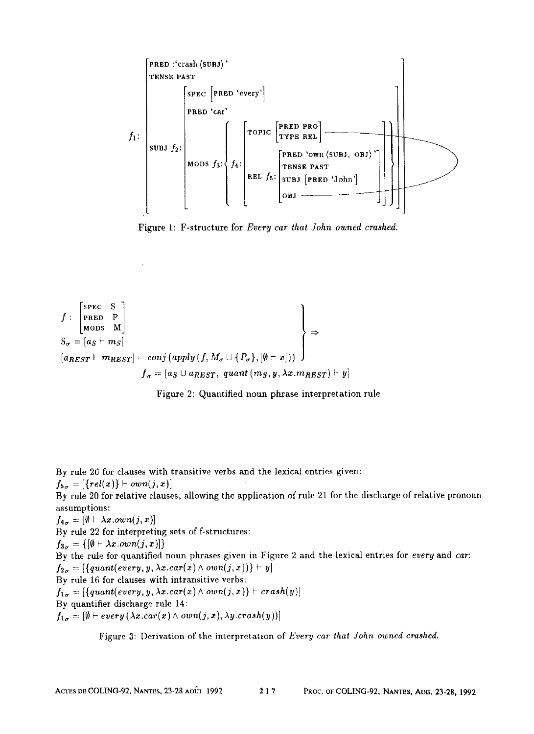$$
f_1: \begin{bmatrix} \text{PRED } \text{'crash}\langle\text{SUBJ}\rangle\text{'} \\ \text{TENSE PAST} \\ \text{SUBJ } f_2: \begin{bmatrix} \text{SPEC } \begin{bmatrix}\text{PRED 'every'}\end{bmatrix} \\ \text{PRED 'car'} \\ \text{MODS } f_3: \left\{ f_4: \begin{bmatrix} \text{TOPIC } \begin{bmatrix} \text{PRED PRO} \\ \text{TYPE REL} \end{bmatrix} \\ \text{REL } f_5: \begin{bmatrix} \text{PRED 'own}\langle\text{SUBJ, OBJ}\rangle\text{'} \\ \text{TENSE PAST} \\ \text{SUBJ } \begin{bmatrix}\text{PRED 'John'}\end{bmatrix} \\ \text{OBJ } \end{bmatrix} \end{bmatrix} \right\} \end{bmatrix} \end{bmatrix}
$$

Figure 1: F-structure for *Every car that John owned crashed.*

$$
\left.
\begin{array}{l}
f: \begin{bmatrix} \text{SPEC} & \text{S} \\ \text{PRED} & \text{P} \\ \text{MODS} & \text{M} \end{bmatrix} \\
\text{S}_\sigma = [a_S \vdash m_S] \\
[a_{REST} \vdash m_{REST}] = conj\,(apply\,(f, M_\sigma \cup \{P_\sigma\}, [\emptyset \vdash x]))
\end{array}
\right\} \Rightarrow
$$

$$
f_\sigma = [a_S \cup a_{REST},\ quant\,(m_S, y, \lambda x.m_{REST}) \vdash y]
$$

Figure 2: Quantified noun phrase interpretation rule

By rule 26 for clauses with transitive verbs and the lexical entries given:
$f_{5_\sigma} = [\{rel(x)\} \vdash own(j, x)]$
By rule 20 for relative clauses, allowing the application of rule 21 for the discharge of relative pronoun assumptions:
$f_{4_\sigma} = [\emptyset \vdash \lambda x.own(j, x)]$
By rule 22 for interpreting sets of f-structures:
$f_{3_\sigma} = \{[\emptyset \vdash \lambda x.own(j, x)]\}$
By the rule for quantified noun phrases given in Figure 2 and the lexical entries for *every* and *car*:
$f_{2_\sigma} = [\{quant(every, y, \lambda x.car(x) \wedge own(j, x))\} \vdash y]$
By rule 16 for clauses with intransitive verbs:
$f_{1_\sigma} = [\{quant(every, y, \lambda x.car(x) \wedge own(j, x)\} \vdash crash(y)]$
By quantifier discharge rule 14:
$f_{1_\sigma} = [\emptyset \vdash every\,(\lambda x.car(x) \wedge own(j, x), \lambda y.crash(y))]$

Figure 3: Derivation of the interpretation of *Every car that John owned crashed.*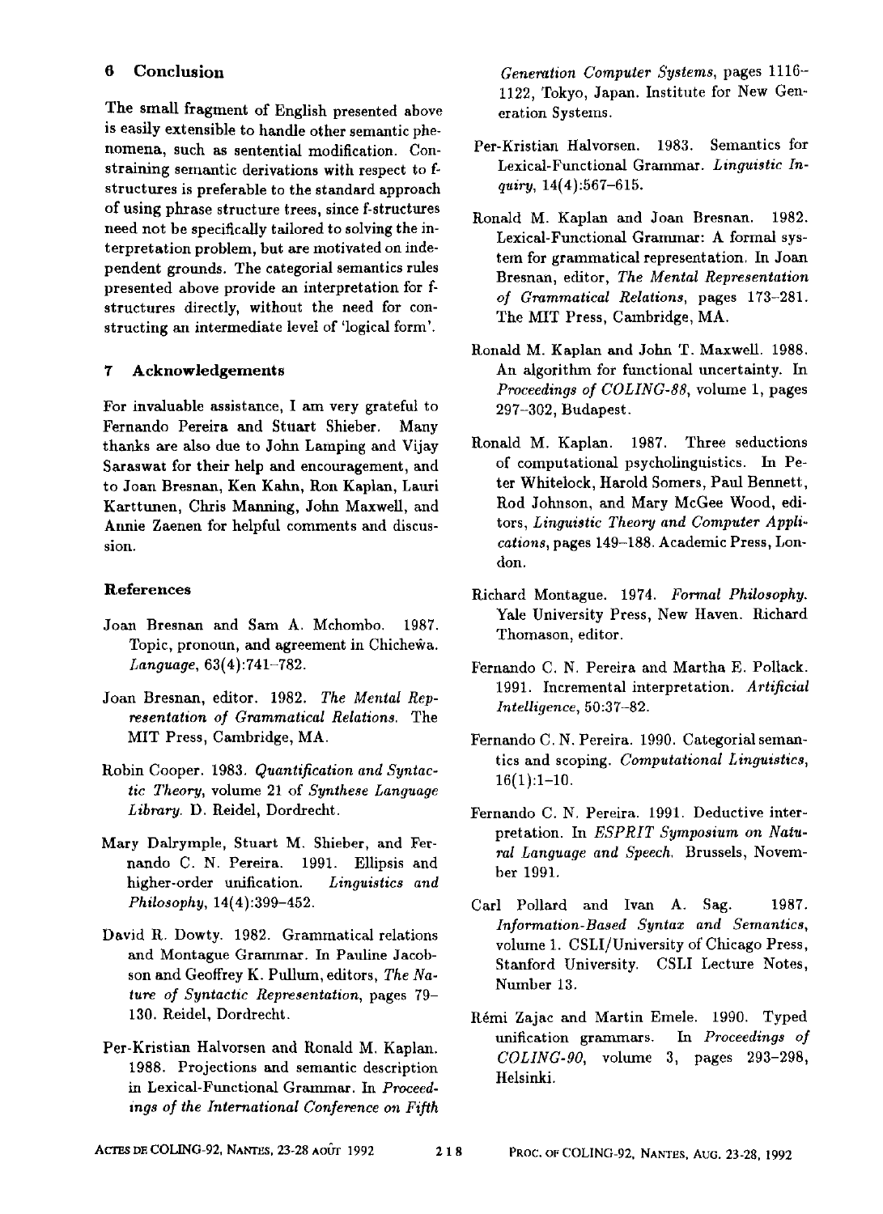## 6 Conclusion

The small fragment of English presented above is easily extensible to handle other semantic phenomena, such as sentential modification. Constraining semantic derivations with respect to f-structures is preferable to the standard approach of using phrase structure trees, since f-structures need not be specifically tailored to solving the interpretation problem, but are motivated on independent grounds. The categorial semantics rules presented above provide an interpretation for f-structures directly, without the need for constructing an intermediate level of 'logical form'.

## 7 Acknowledgements

For invaluable assistance, I am very grateful to Fernando Pereira and Stuart Shieber. Many thanks are also due to John Lamping and Vijay Saraswat for their help and encouragement, and to Joan Bresnan, Ken Kahn, Ron Kaplan, Lauri Karttunen, Chris Manning, John Maxwell, and Annie Zaenen for helpful comments and discussion.

## References

Joan Bresnan and Sam A. Mchombo. 1987. Topic, pronoun, and agreement in Chicheŵa. *Language*, 63(4):741–782.

Joan Bresnan, editor. 1982. *The Mental Representation of Grammatical Relations*. The MIT Press, Cambridge, MA.

Robin Cooper. 1983. *Quantification and Syntactic Theory*, volume 21 of *Synthese Language Library*. D. Reidel, Dordrecht.

Mary Dalrymple, Stuart M. Shieber, and Fernando C. N. Pereira. 1991. Ellipsis and higher-order unification. *Linguistics and Philosophy*, 14(4):399–452.

David R. Dowty. 1982. Grammatical relations and Montague Grammar. In Pauline Jacobson and Geoffrey K. Pullum, editors, *The Nature of Syntactic Representation*, pages 79–130. Reidel, Dordrecht.

Per-Kristian Halvorsen and Ronald M. Kaplan. 1988. Projections and semantic description in Lexical-Functional Grammar. In *Proceedings of the International Conference on Fifth Generation Computer Systems*, pages 1116–1122, Tokyo, Japan. Institute for New Generation Systems.

Per-Kristian Halvorsen. 1983. Semantics for Lexical-Functional Grammar. *Linguistic Inquiry*, 14(4):567–615.

Ronald M. Kaplan and Joan Bresnan. 1982. Lexical-Functional Grammar: A formal system for grammatical representation. In Joan Bresnan, editor, *The Mental Representation of Grammatical Relations*, pages 173–281. The MIT Press, Cambridge, MA.

Ronald M. Kaplan and John T. Maxwell. 1988. An algorithm for functional uncertainty. In *Proceedings of COLING-88*, volume 1, pages 297–302, Budapest.

Ronald M. Kaplan. 1987. Three seductions of computational psycholinguistics. In Peter Whitelock, Harold Somers, Paul Bennett, Rod Johnson, and Mary McGee Wood, editors, *Linguistic Theory and Computer Applications*, pages 149–188. Academic Press, London.

Richard Montague. 1974. *Formal Philosophy*. Yale University Press, New Haven. Richard Thomason, editor.

Fernando C. N. Pereira and Martha E. Pollack. 1991. Incremental interpretation. *Artificial Intelligence*, 50:37–82.

Fernando C. N. Pereira. 1990. Categorial semantics and scoping. *Computational Linguistics*, 16(1):1–10.

Fernando C. N. Pereira. 1991. Deductive interpretation. In *ESPRIT Symposium on Natural Language and Speech*, Brussels, November 1991.

Carl Pollard and Ivan A. Sag. 1987. *Information-Based Syntax and Semantics*, volume 1. CSLI/University of Chicago Press, Stanford University. CSLI Lecture Notes, Number 13.

Rémi Zajac and Martin Emele. 1990. Typed unification grammars. In *Proceedings of COLING-90*, volume 3, pages 293–298, Helsinki.